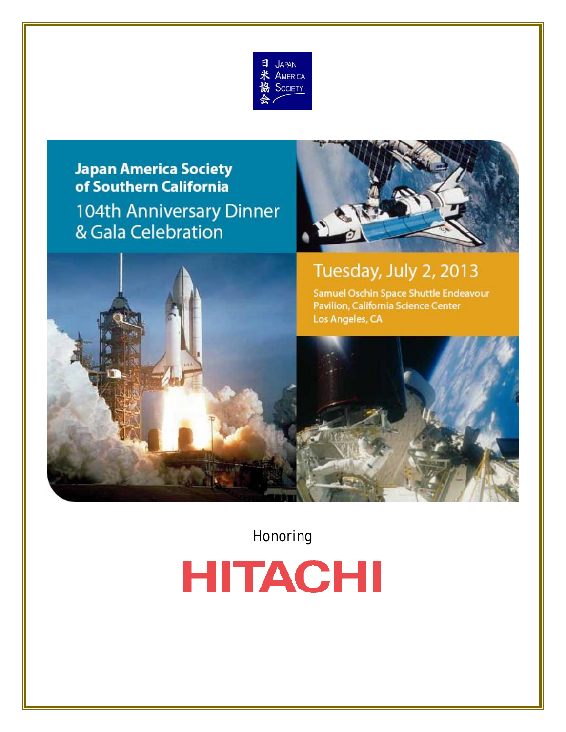日米協会 Japan America Society

# Japan America Society of Southern California

## 104th Anniversary Dinner & Gala Celebration

**Tuesday, July 2, 2013**

Samuel Oschin Space Shuttle Endeavour Pavilion, California Science Center
Los Angeles, CA

Honoring

# HITACHI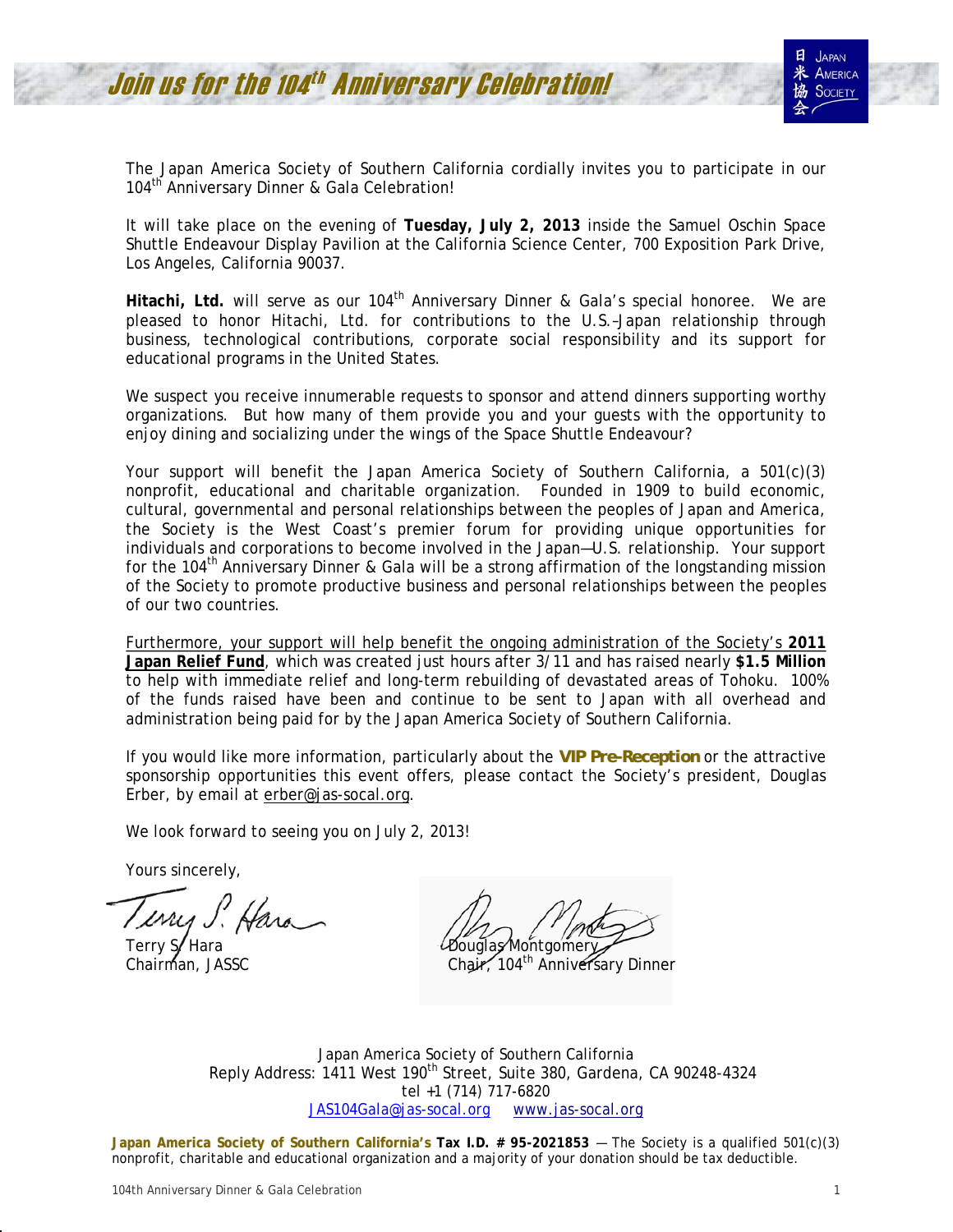# Join us for the 104th Anniversary Celebration!

The Japan America Society of Southern California cordially invites you to participate in our 104th Anniversary Dinner & Gala Celebration!

It will take place on the evening of **Tuesday, July 2, 2013** inside the Samuel Oschin Space Shuttle Endeavour Display Pavilion at the California Science Center, 700 Exposition Park Drive, Los Angeles, California 90037.

**Hitachi, Ltd.** will serve as our 104th Anniversary Dinner & Gala's special honoree. We are pleased to honor Hitachi, Ltd. for contributions to the U.S.–Japan relationship through business, technological contributions, corporate social responsibility and its support for educational programs in the United States.

We suspect you receive innumerable requests to sponsor and attend dinners supporting worthy organizations. But how many of them provide you and your guests with the opportunity to enjoy dining and socializing under the wings of the Space Shuttle Endeavour?

Your support will benefit the Japan America Society of Southern California, a 501(c)(3) nonprofit, educational and charitable organization. Founded in 1909 to build economic, cultural, governmental and personal relationships between the peoples of Japan and America, the Society is the West Coast's premier forum for providing unique opportunities for individuals and corporations to become involved in the Japan—U.S. relationship. Your support for the 104th Anniversary Dinner & Gala will be a strong affirmation of the longstanding mission of the Society to promote productive business and personal relationships between the peoples of our two countries.

Furthermore, your support will help benefit the ongoing administration of the Society's **2011 Japan Relief Fund**, which was created just hours after 3/11 and has raised nearly **$1.5 Million** to help with immediate relief and long-term rebuilding of devastated areas of Tohoku. 100% of the funds raised have been and continue to be sent to Japan with all overhead and administration being paid for by the Japan America Society of Southern California.

If you would like more information, particularly about the **VIP Pre-Reception** or the attractive sponsorship opportunities this event offers, please contact the Society's president, Douglas Erber, by email at erber@jas-socal.org.

We look forward to seeing you on July 2, 2013!

Yours sincerely,

Terry S. Hara
Chairman, JASSC

Douglas Montgomery
Chair, 104th Anniversary Dinner

Japan America Society of Southern California
Reply Address: 1411 West 190th Street, Suite 380, Gardena, CA 90248-4324
tel +1 (714) 717-6820
JAS104Gala@jas-socal.org www.jas-socal.org

**Japan America Society of Southern California's Tax I.D. # 95-2021853** — The Society is a qualified 501(c)(3) nonprofit, charitable and educational organization and a majority of your donation should be tax deductible.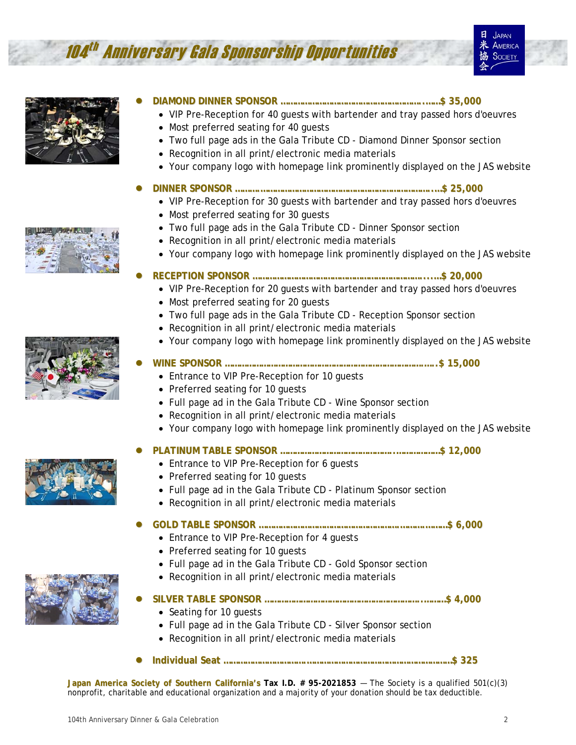# 104th Anniversary Gala Sponsorship Opportunities

- **DIAMOND DINNER SPONSOR ........................................................$ 35,000**
  - VIP Pre-Reception for 40 guests with bartender and tray passed hors d'oeuvres
  - Most preferred seating for 40 guests
  - Two full page ads in the Gala Tribute CD - Diamond Dinner Sponsor section
  - Recognition in all print/electronic media materials
  - Your company logo with homepage link prominently displayed on the JAS website

- **DINNER SPONSOR ................................................................................$ 25,000**
  - VIP Pre-Reception for 30 guests with bartender and tray passed hors d'oeuvres
  - Most preferred seating for 30 guests
  - Two full page ads in the Gala Tribute CD - Dinner Sponsor section
  - Recognition in all print/electronic media materials
  - Your company logo with homepage link prominently displayed on the JAS website

- **RECEPTION SPONSOR ......................................................................$ 20,000**
  - VIP Pre-Reception for 20 guests with bartender and tray passed hors d'oeuvres
  - Most preferred seating for 20 guests
  - Two full page ads in the Gala Tribute CD - Reception Sponsor section
  - Recognition in all print/electronic media materials
  - Your company logo with homepage link prominently displayed on the JAS website

- **WINE SPONSOR ......................................................................................$ 15,000**
  - Entrance to VIP Pre-Reception for 10 guests
  - Preferred seating for 10 guests
  - Full page ad in the Gala Tribute CD - Wine Sponsor section
  - Recognition in all print/electronic media materials
  - Your company logo with homepage link prominently displayed on the JAS website

- **PLATINUM TABLE SPONSOR ...........................................................$ 12,000**
  - Entrance to VIP Pre-Reception for 6 guests
  - Preferred seating for 10 guests
  - Full page ad in the Gala Tribute CD - Platinum Sponsor section
  - Recognition in all print/electronic media materials

- **GOLD TABLE SPONSOR ......................................................................$ 6,000**
  - Entrance to VIP Pre-Reception for 4 guests
  - Preferred seating for 10 guests
  - Full page ad in the Gala Tribute CD - Gold Sponsor section
  - Recognition in all print/electronic media materials

- **SILVER TABLE SPONSOR .....................................................................$ 4,000**
  - Seating for 10 guests
  - Full page ad in the Gala Tribute CD - Silver Sponsor section
  - Recognition in all print/electronic media materials

- **Individual Seat ......................................................................................$ 325**

***Japan America Society of Southern California's* Tax I.D. # 95-2021853** — *The Society is a qualified 501(c)(3) nonprofit, charitable and educational organization and a majority of your donation should be tax deductible.*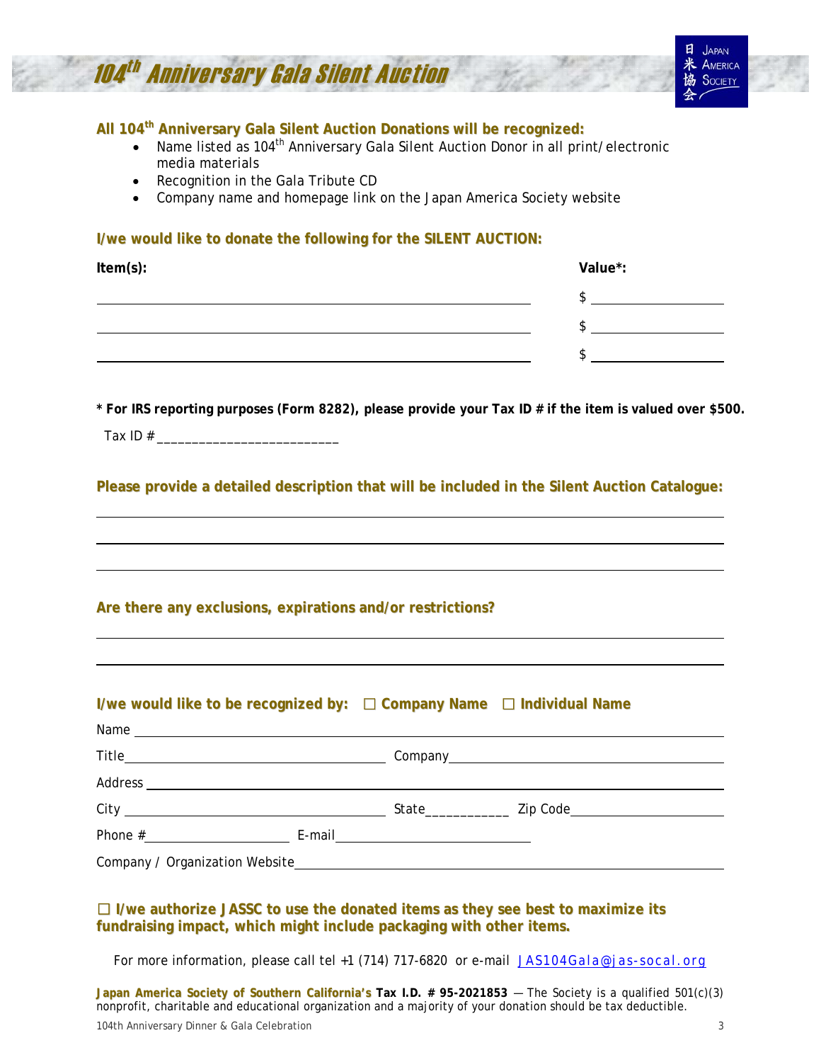# 104th Anniversary Gala Silent Auction

日米協会 Japan America Society

**All 104th Anniversary Gala Silent Auction Donations will be recognized:**

- Name listed as 104th Anniversary Gala Silent Auction Donor in all print/electronic media materials
- Recognition in the Gala Tribute CD
- Company name and homepage link on the Japan America Society website

**I/we would like to donate the following for the SILENT AUCTION:**

| Item(s): | Value*: |
| --- | --- |
| ______________________________ | $ __________ |
| ______________________________ | $ __________ |
| ______________________________ | $ __________ |

**\* For IRS reporting purposes (Form 8282), please provide your Tax ID # if the item is valued over $500.**

Tax ID # _________________________

**Please provide a detailed description that will be included in the Silent Auction Catalogue:**

______________________________________________________________

______________________________________________________________

______________________________________________________________

**Are there any exclusions, expirations and/or restrictions?**

______________________________________________________________

______________________________________________________________

**I/we would like to be recognized by:** ☐ **Company Name** ☐ **Individual Name**

Name ______________________________________________________________

Title ____________________________ Company ____________________________

Address ______________________________________________________________

City ____________________________ State___________ Zip Code ________________

Phone # ________________ E-mail ________________________

Company / Organization Website ____________________________________________

☐ **I/we authorize JASSC to use the donated items as they see best to maximize its fundraising impact, which might include packaging with other items.**

For more information, please call tel +1 (714) 717-6820 or e-mail JAS104Gala@jas-socal.org

**Japan America Society of Southern California's Tax I.D. # 95-2021853** — The Society is a qualified 501(c)(3) nonprofit, charitable and educational organization and a majority of your donation should be tax deductible.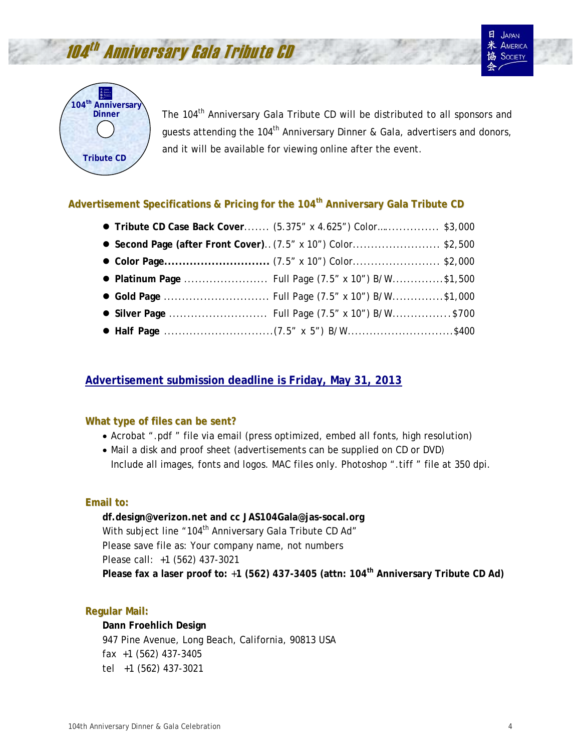# 104th Anniversary Gala Tribute CD

The 104th Anniversary Gala Tribute CD will be distributed to all sponsors and guests attending the 104th Anniversary Dinner & Gala, advertisers and donors, and it will be available for viewing online after the event.

## Advertisement Specifications & Pricing for the 104th Anniversary Gala Tribute CD

- **Tribute CD Case Back Cover**....... (5.375" x 4.625") Color................. $3,000
- **Second Page (after Front Cover)**.. (7.5" x 10") Color........................ $2,500
- **Color Page.............................** (7.5" x 10") Color........................ $2,000
- **Platinum Page** ....................... Full Page (7.5" x 10") B/W..............$1,500
- **Gold Page** ............................ Full Page (7.5" x 10") B/W..............$1,000
- **Silver Page** ........................... Full Page (7.5" x 10") B/W................$700
- **Half Page** ..............................(7.5" x 5") B/W.............................$400

**Advertisement submission deadline is Friday, May 31, 2013**

### What type of files can be sent?

- Acrobat ".pdf " file via email (press optimized, embed all fonts, high resolution)
- Mail a disk and proof sheet (advertisements can be supplied on CD or DVD)
  Include all images, fonts and logos. MAC files only. Photoshop ".tiff " file at 350 dpi.

### Email to:

**df.design@verizon.net and cc JAS104Gala@jas-socal.org**
With subject line "104th Anniversary Gala Tribute CD Ad"
Please save file as: Your company name, not numbers
Please call: +1 (562) 437-3021
**Please fax a laser proof to: +1 (562) 437-3405 (attn: 104th Anniversary Tribute CD Ad)**

### Regular Mail:

**Dann Froehlich Design**
947 Pine Avenue, Long Beach, California, 90813 USA
fax +1 (562) 437-3405
tel +1 (562) 437-3021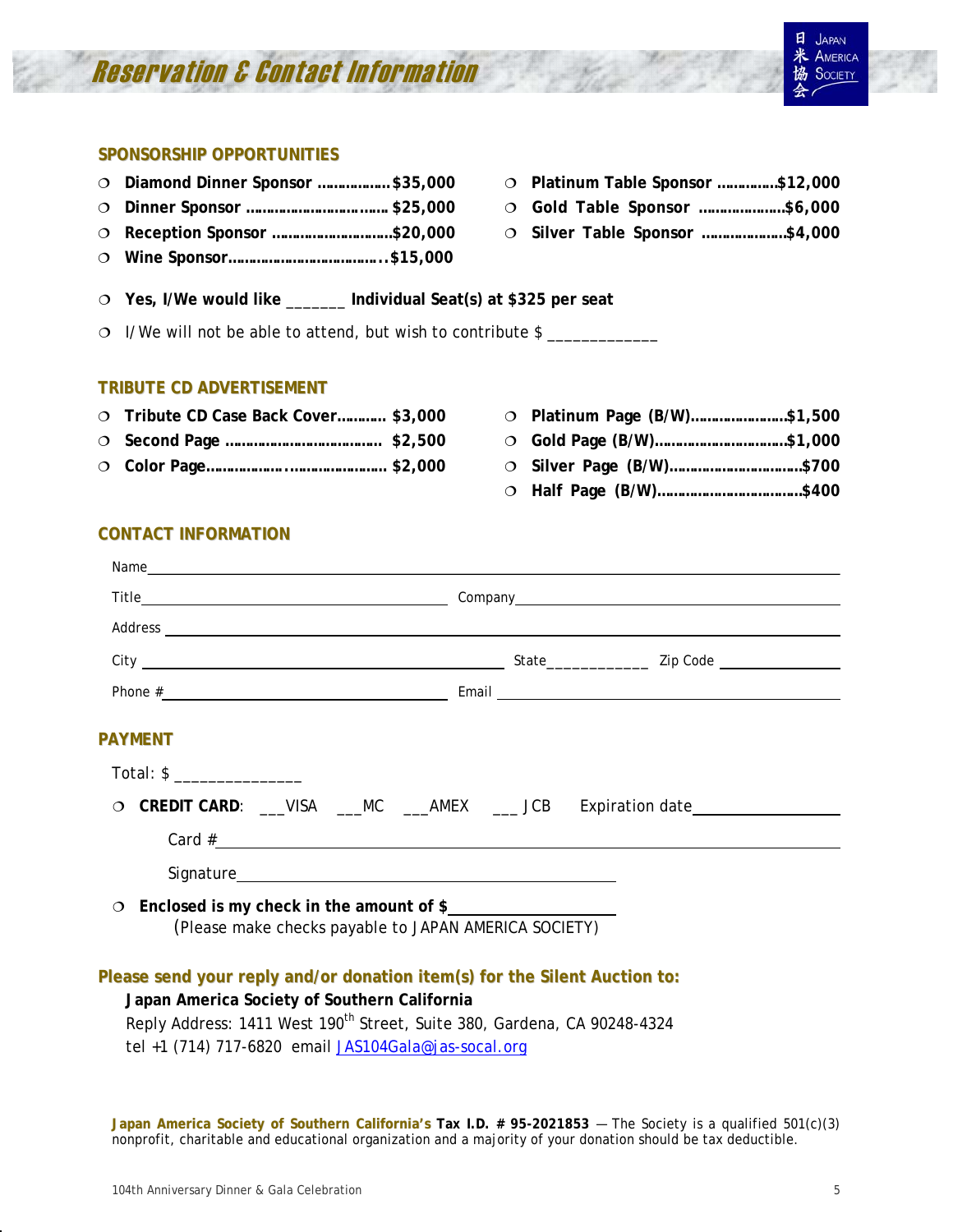# Reservation & Contact Information

## SPONSORSHIP OPPORTUNITIES

- ❍ **Diamond Dinner Sponsor ……………. $35,000**
- ❍ **Dinner Sponsor …………………………. $25,000**
- ❍ **Reception Sponsor ………………………$20,000**
- ❍ **Wine Sponsor……………………………..$15,000**
- ❍ **Platinum Table Sponsor ……………$12,000**
- ❍ **Gold Table Sponsor ………………….$6,000**
- ❍ **Silver Table Sponsor …………………$4,000**

- ❍ **Yes, I/We would like _______ Individual Seat(s) at $325 per seat**
- ❍ I/We will not be able to attend, but wish to contribute $ _____________

## TRIBUTE CD ADVERTISEMENT

- ❍ **Tribute CD Case Back Cover………. $3,000**
- ❍ **Second Page ……………………………… $2,500**
- ❍ **Color Page………………..…………………. $2,000**
- ❍ **Platinum Page (B/W)……………………$1,500**
- ❍ **Gold Page (B/W)…………………………..$1,000**
- ❍ **Silver Page (B/W)…………………………..$700**
- ❍ **Half Page (B/W)…………………………….$400**

## CONTACT INFORMATION

Name ______________________________________________

Title ____________________ Company ____________________

Address ______________________________________________

City ____________________ State____________ Zip Code ____________

Phone # ____________________ Email ____________________

## PAYMENT

Total: $ _______________

❍ **CREDIT CARD**: ___VISA ___MC ___AMEX ___ JCB Expiration date ____________

Card # ______________________________________________

Signature ____________________________

❍ **Enclosed is my check in the amount of $** ____________________
(Please make checks payable to JAPAN AMERICA SOCIETY)

**Please send your reply and/or donation item(s) for the Silent Auction to:**

**Japan America Society of Southern California**
Reply Address: 1411 West 190th Street, Suite 380, Gardena, CA 90248-4324
tel +1 (714) 717-6820 email JAS104Gala@jas-socal.org

**Japan America Society of Southern California's Tax I.D. # 95-2021853** — The Society is a qualified 501(c)(3) nonprofit, charitable and educational organization and a majority of your donation should be tax deductible.